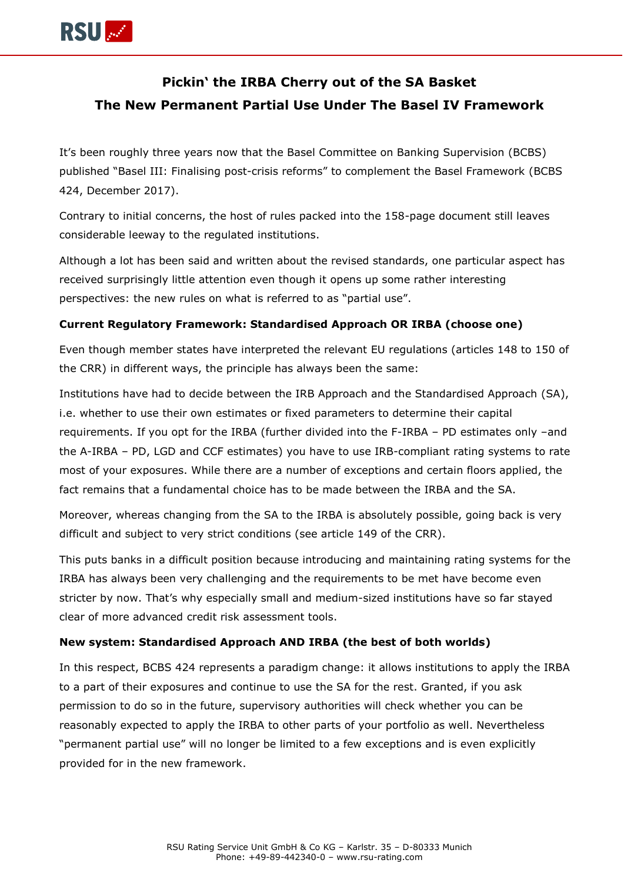# Pickin' the IRBA Cherry out of the SA Basket

## The New Permanent Partial Use Under The Basel IV Framework

It's been roughly three years now that the Basel Committee on Banking Supervision (BCBS) published "Basel III: Finalising post-crisis reforms" to complement the Basel Framework (BCBS 424, December 2017).

Contrary to initial concerns, the host of rules packed into the 158-page document still leaves considerable leeway to the regulated institutions.

Although a lot has been said and written about the revised standards, one particular aspect has received surprisingly little attention even though it opens up some rather interesting perspectives: the new rules on what is referred to as "partial use".

**Current Regulatory Framework: Standardised Approach OR IRBA (choose one)**

Even though member states have interpreted the relevant EU regulations (articles 148 to 150 of the CRR) in different ways, the principle has always been the same:

Institutions have had to decide between the IRB Approach and the Standardised Approach (SA), i.e. whether to use their own estimates or fixed parameters to determine their capital requirements. If you opt for the IRBA (further divided into the F-IRBA – PD estimates only –and the A-IRBA – PD, LGD and CCF estimates) you have to use IRB-compliant rating systems to rate most of your exposures. While there are a number of exceptions and certain floors applied, the fact remains that a fundamental choice has to be made between the IRBA and the SA.

Moreover, whereas changing from the SA to the IRBA is absolutely possible, going back is very difficult and subject to very strict conditions (see article 149 of the CRR).

This puts banks in a difficult position because introducing and maintaining rating systems for the IRBA has always been very challenging and the requirements to be met have become even stricter by now. That's why especially small and medium-sized institutions have so far stayed clear of more advanced credit risk assessment tools.

**New system: Standardised Approach AND IRBA (the best of both worlds)**

In this respect, BCBS 424 represents a paradigm change: it allows institutions to apply the IRBA to a part of their exposures and continue to use the SA for the rest. Granted, if you ask permission to do so in the future, supervisory authorities will check whether you can be reasonably expected to apply the IRBA to other parts of your portfolio as well. Nevertheless "permanent partial use" will no longer be limited to a few exceptions and is even explicitly provided for in the new framework.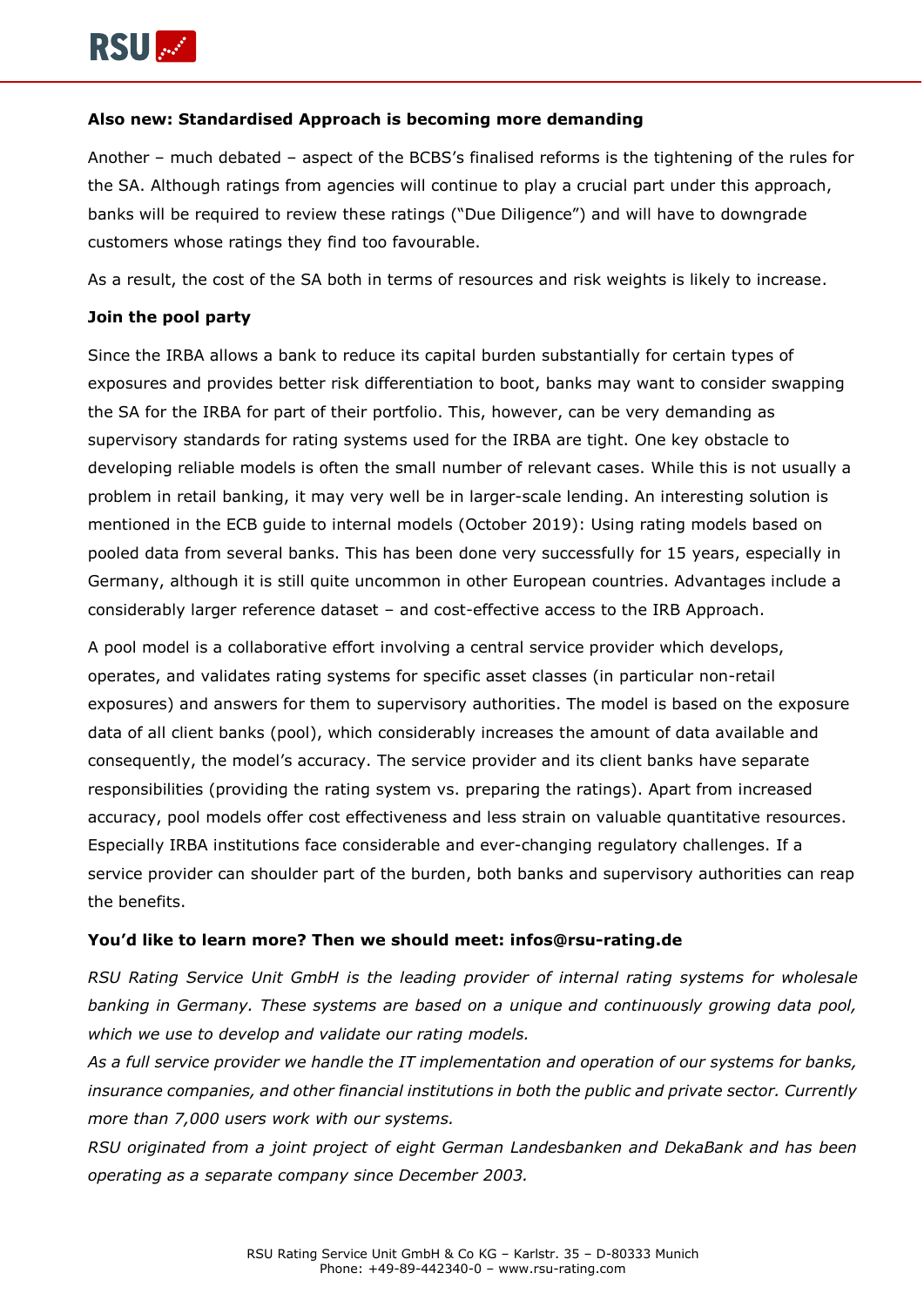**Also new: Standardised Approach is becoming more demanding**

Another – much debated – aspect of the BCBS's finalised reforms is the tightening of the rules for the SA. Although ratings from agencies will continue to play a crucial part under this approach, banks will be required to review these ratings ("Due Diligence") and will have to downgrade customers whose ratings they find too favourable.

As a result, the cost of the SA both in terms of resources and risk weights is likely to increase.

**Join the pool party**

Since the IRBA allows a bank to reduce its capital burden substantially for certain types of exposures and provides better risk differentiation to boot, banks may want to consider swapping the SA for the IRBA for part of their portfolio. This, however, can be very demanding as supervisory standards for rating systems used for the IRBA are tight. One key obstacle to developing reliable models is often the small number of relevant cases. While this is not usually a problem in retail banking, it may very well be in larger-scale lending. An interesting solution is mentioned in the ECB guide to internal models (October 2019): Using rating models based on pooled data from several banks. This has been done very successfully for 15 years, especially in Germany, although it is still quite uncommon in other European countries. Advantages include a considerably larger reference dataset – and cost-effective access to the IRB Approach.

A pool model is a collaborative effort involving a central service provider which develops, operates, and validates rating systems for specific asset classes (in particular non-retail exposures) and answers for them to supervisory authorities. The model is based on the exposure data of all client banks (pool), which considerably increases the amount of data available and consequently, the model's accuracy. The service provider and its client banks have separate responsibilities (providing the rating system vs. preparing the ratings). Apart from increased accuracy, pool models offer cost effectiveness and less strain on valuable quantitative resources. Especially IRBA institutions face considerable and ever-changing regulatory challenges. If a service provider can shoulder part of the burden, both banks and supervisory authorities can reap the benefits.

**You'd like to learn more? Then we should meet: infos@rsu-rating.de**

*RSU Rating Service Unit GmbH is the leading provider of internal rating systems for wholesale banking in Germany. These systems are based on a unique and continuously growing data pool, which we use to develop and validate our rating models.*
*As a full service provider we handle the IT implementation and operation of our systems for banks, insurance companies, and other financial institutions in both the public and private sector. Currently more than 7,000 users work with our systems.*
*RSU originated from a joint project of eight German Landesbanken and DekaBank and has been operating as a separate company since December 2003.*

RSU Rating Service Unit GmbH & Co KG – Karlstr. 35 – D-80333 Munich
Phone: +49-89-442340-0 – www.rsu-rating.com